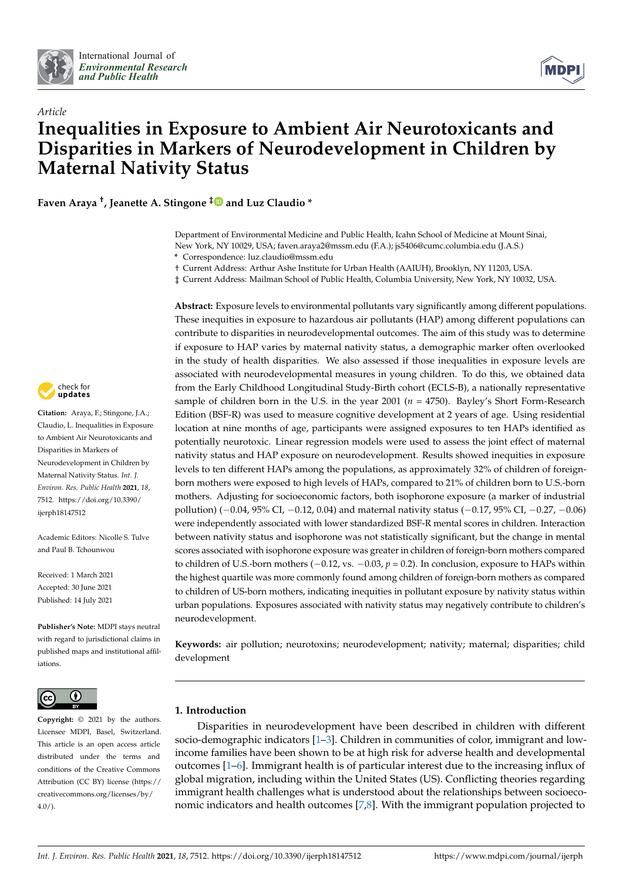*Article*

# Inequalities in Exposure to Ambient Air Neurotoxicants and Disparities in Markers of Neurodevelopment in Children by Maternal Nativity Status

**Faven Araya [†], Jeanette A. Stingone [‡] and Luz Claudio ***

Department of Environmental Medicine and Public Health, Icahn School of Medicine at Mount Sinai, New York, NY 10029, USA; faven.araya2@mssm.edu (F.A.); js5406@cumc.columbia.edu (J.A.S.)
* Correspondence: luz.claudio@mssm.edu
† Current Address: Arthur Ashe Institute for Urban Health (AAIUH), Brooklyn, NY 11203, USA.
‡ Current Address: Mailman School of Public Health, Columbia University, New York, NY 10032, USA.

**Citation:** Araya, F.; Stingone, J.A.; Claudio, L. Inequalities in Exposure to Ambient Air Neurotoxicants and Disparities in Markers of Neurodevelopment in Children by Maternal Nativity Status. *Int. J. Environ. Res. Public Health* **2021**, *18*, 7512. https://doi.org/10.3390/ijerph18147512

Academic Editors: Nicolle S. Tulve and Paul B. Tchounwou

Received: 1 March 2021
Accepted: 30 June 2021
Published: 14 July 2021

**Publisher's Note:** MDPI stays neutral with regard to jurisdictional claims in published maps and institutional affiliations.

**Copyright:** © 2021 by the authors. Licensee MDPI, Basel, Switzerland. This article is an open access article distributed under the terms and conditions of the Creative Commons Attribution (CC BY) license (https://creativecommons.org/licenses/by/4.0/).

**Abstract:** Exposure levels to environmental pollutants vary significantly among different populations. These inequities in exposure to hazardous air pollutants (HAP) among different populations can contribute to disparities in neurodevelopmental outcomes. The aim of this study was to determine if exposure to HAP varies by maternal nativity status, a demographic marker often overlooked in the study of health disparities. We also assessed if those inequalities in exposure levels are associated with neurodevelopmental measures in young children. To do this, we obtained data from the Early Childhood Longitudinal Study-Birth cohort (ECLS-B), a nationally representative sample of children born in the U.S. in the year 2001 ($n$ = 4750). Bayley's Short Form-Research Edition (BSF-R) was used to measure cognitive development at 2 years of age. Using residential location at nine months of age, participants were assigned exposures to ten HAPs identified as potentially neurotoxic. Linear regression models were used to assess the joint effect of maternal nativity status and HAP exposure on neurodevelopment. Results showed inequities in exposure levels to ten different HAPs among the populations, as approximately 32% of children of foreign-born mothers were exposed to high levels of HAPs, compared to 21% of children born to U.S.-born mothers. Adjusting for socioeconomic factors, both isophorone exposure (a marker of industrial pollution) (−0.04, 95% CI, −0.12, 0.04) and maternal nativity status (−0.17, 95% CI, −0.27, −0.06) were independently associated with lower standardized BSF-R mental scores in children. Interaction between nativity status and isophorone was not statistically significant, but the change in mental scores associated with isophorone exposure was greater in children of foreign-born mothers compared to children of U.S.-born mothers (−0.12, vs. −0.03, $p$ = 0.2). In conclusion, exposure to HAPs within the highest quartile was more commonly found among children of foreign-born mothers as compared to children of US-born mothers, indicating inequities in pollutant exposure by nativity status within urban populations. Exposures associated with nativity status may negatively contribute to children's neurodevelopment.

**Keywords:** air pollution; neurotoxins; neurodevelopment; nativity; maternal; disparities; child development

## 1. Introduction

Disparities in neurodevelopment have been described in children with different socio-demographic indicators [1–3]. Children in communities of color, immigrant and low-income families have been shown to be at high risk for adverse health and developmental outcomes [1–6]. Immigrant health is of particular interest due to the increasing influx of global migration, including within the United States (US). Conflicting theories regarding immigrant health challenges what is understood about the relationships between socioeconomic indicators and health outcomes [7,8]. With the immigrant population projected to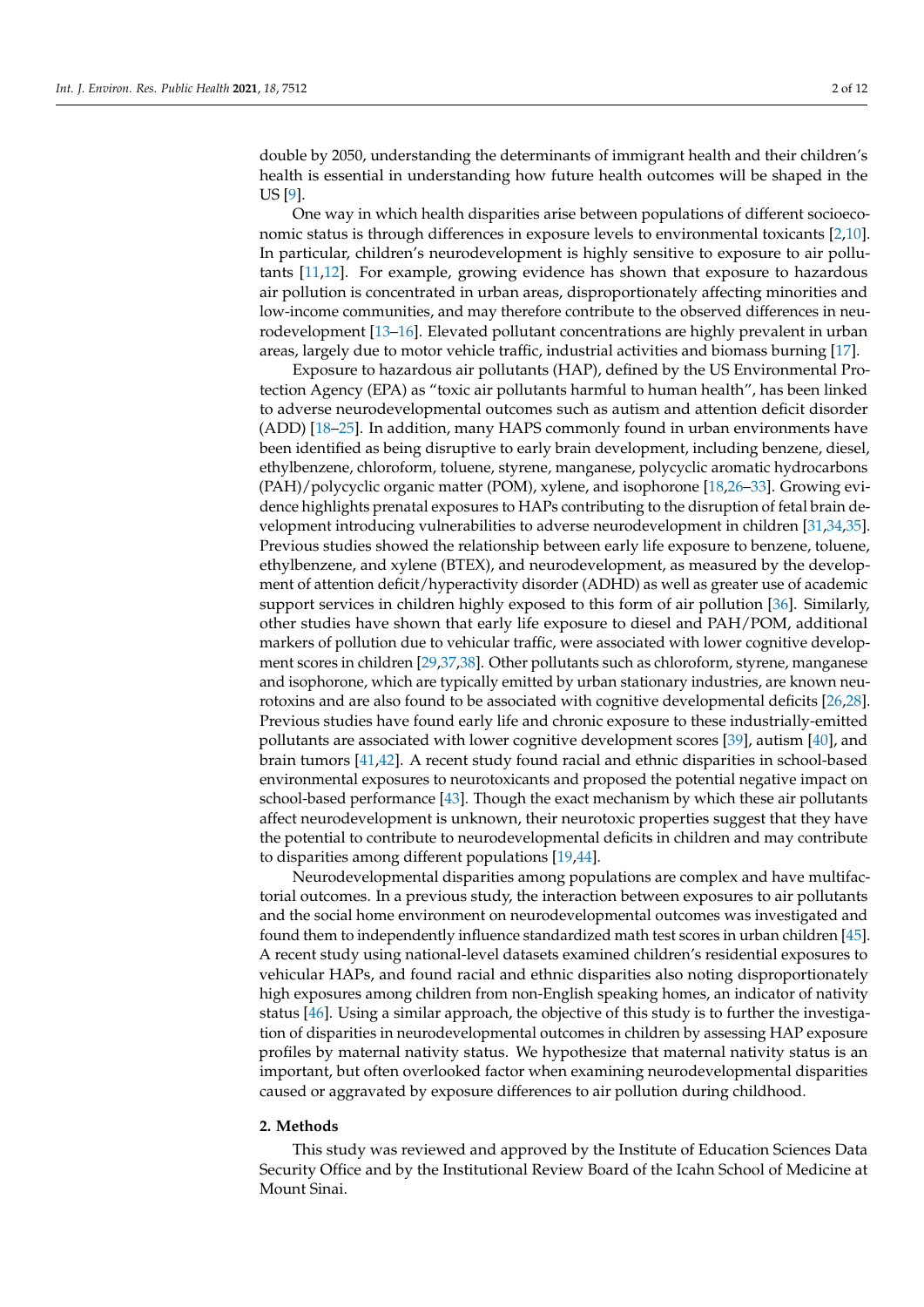double by 2050, understanding the determinants of immigrant health and their children's health is essential in understanding how future health outcomes will be shaped in the US [9].

One way in which health disparities arise between populations of different socioeconomic status is through differences in exposure levels to environmental toxicants [2,10]. In particular, children's neurodevelopment is highly sensitive to exposure to air pollutants [11,12]. For example, growing evidence has shown that exposure to hazardous air pollution is concentrated in urban areas, disproportionately affecting minorities and low-income communities, and may therefore contribute to the observed differences in neurodevelopment [13–16]. Elevated pollutant concentrations are highly prevalent in urban areas, largely due to motor vehicle traffic, industrial activities and biomass burning [17].

Exposure to hazardous air pollutants (HAP), defined by the US Environmental Protection Agency (EPA) as "toxic air pollutants harmful to human health", has been linked to adverse neurodevelopmental outcomes such as autism and attention deficit disorder (ADD) [18–25]. In addition, many HAPS commonly found in urban environments have been identified as being disruptive to early brain development, including benzene, diesel, ethylbenzene, chloroform, toluene, styrene, manganese, polycyclic aromatic hydrocarbons (PAH)/polycyclic organic matter (POM), xylene, and isophorone [18,26–33]. Growing evidence highlights prenatal exposures to HAPs contributing to the disruption of fetal brain development introducing vulnerabilities to adverse neurodevelopment in children [31,34,35]. Previous studies showed the relationship between early life exposure to benzene, toluene, ethylbenzene, and xylene (BTEX), and neurodevelopment, as measured by the development of attention deficit/hyperactivity disorder (ADHD) as well as greater use of academic support services in children highly exposed to this form of air pollution [36]. Similarly, other studies have shown that early life exposure to diesel and PAH/POM, additional markers of pollution due to vehicular traffic, were associated with lower cognitive development scores in children [29,37,38]. Other pollutants such as chloroform, styrene, manganese and isophorone, which are typically emitted by urban stationary industries, are known neurotoxins and are also found to be associated with cognitive developmental deficits [26,28]. Previous studies have found early life and chronic exposure to these industrially-emitted pollutants are associated with lower cognitive development scores [39], autism [40], and brain tumors [41,42]. A recent study found racial and ethnic disparities in school-based environmental exposures to neurotoxicants and proposed the potential negative impact on school-based performance [43]. Though the exact mechanism by which these air pollutants affect neurodevelopment is unknown, their neurotoxic properties suggest that they have the potential to contribute to neurodevelopmental deficits in children and may contribute to disparities among different populations [19,44].

Neurodevelopmental disparities among populations are complex and have multifactorial outcomes. In a previous study, the interaction between exposures to air pollutants and the social home environment on neurodevelopmental outcomes was investigated and found them to independently influence standardized math test scores in urban children [45]. A recent study using national-level datasets examined children's residential exposures to vehicular HAPs, and found racial and ethnic disparities also noting disproportionately high exposures among children from non-English speaking homes, an indicator of nativity status [46]. Using a similar approach, the objective of this study is to further the investigation of disparities in neurodevelopmental outcomes in children by assessing HAP exposure profiles by maternal nativity status. We hypothesize that maternal nativity status is an important, but often overlooked factor when examining neurodevelopmental disparities caused or aggravated by exposure differences to air pollution during childhood.

## 2. Methods

This study was reviewed and approved by the Institute of Education Sciences Data Security Office and by the Institutional Review Board of the Icahn School of Medicine at Mount Sinai.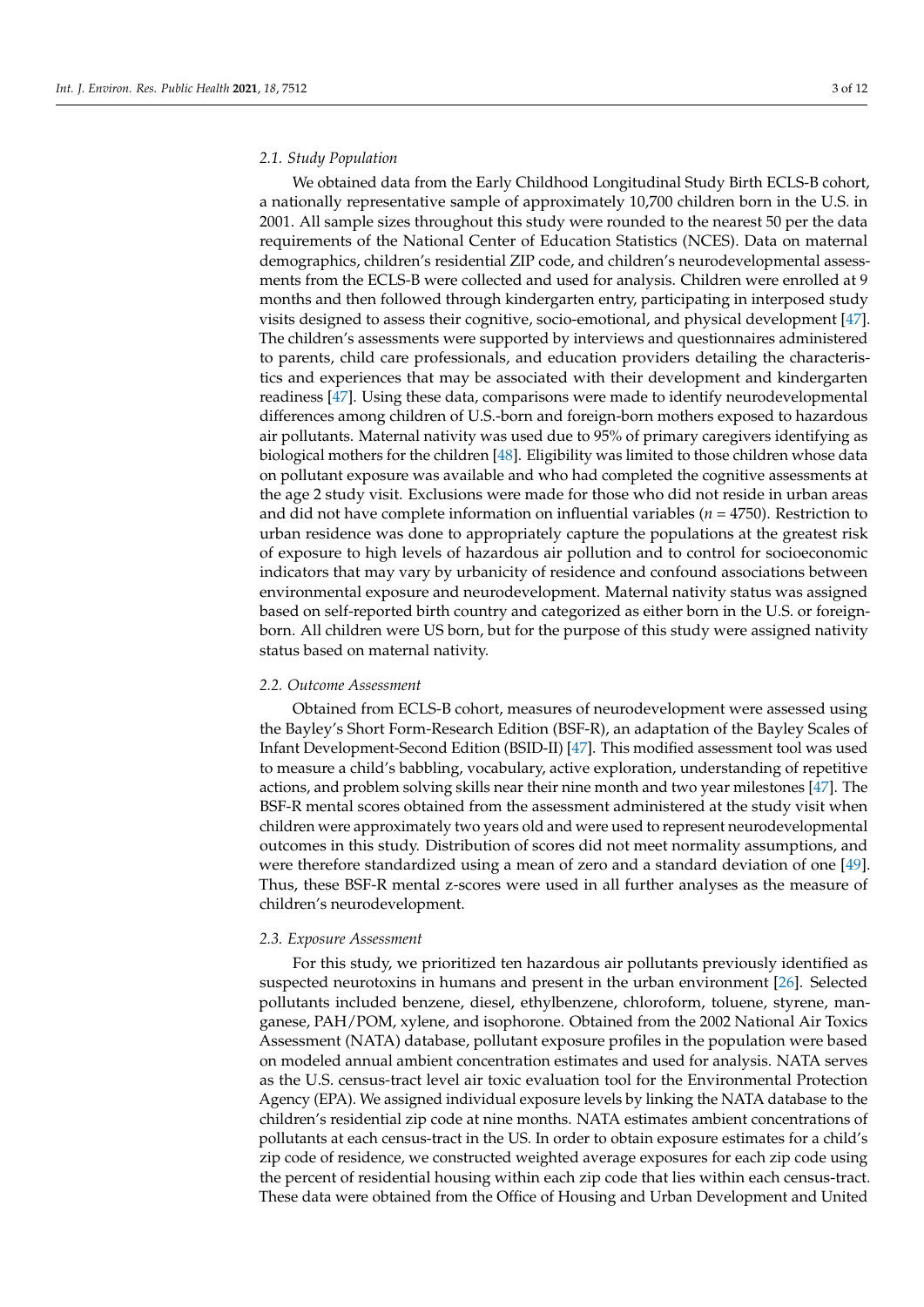### 2.1. Study Population

We obtained data from the Early Childhood Longitudinal Study Birth ECLS-B cohort, a nationally representative sample of approximately 10,700 children born in the U.S. in 2001. All sample sizes throughout this study were rounded to the nearest 50 per the data requirements of the National Center of Education Statistics (NCES). Data on maternal demographics, children's residential ZIP code, and children's neurodevelopmental assessments from the ECLS-B were collected and used for analysis. Children were enrolled at 9 months and then followed through kindergarten entry, participating in interposed study visits designed to assess their cognitive, socio-emotional, and physical development [47]. The children's assessments were supported by interviews and questionnaires administered to parents, child care professionals, and education providers detailing the characteristics and experiences that may be associated with their development and kindergarten readiness [47]. Using these data, comparisons were made to identify neurodevelopmental differences among children of U.S.-born and foreign-born mothers exposed to hazardous air pollutants. Maternal nativity was used due to 95% of primary caregivers identifying as biological mothers for the children [48]. Eligibility was limited to those children whose data on pollutant exposure was available and who had completed the cognitive assessments at the age 2 study visit. Exclusions were made for those who did not reside in urban areas and did not have complete information on influential variables ($n$ = 4750). Restriction to urban residence was done to appropriately capture the populations at the greatest risk of exposure to high levels of hazardous air pollution and to control for socioeconomic indicators that may vary by urbanicity of residence and confound associations between environmental exposure and neurodevelopment. Maternal nativity status was assigned based on self-reported birth country and categorized as either born in the U.S. or foreign-born. All children were US born, but for the purpose of this study were assigned nativity status based on maternal nativity.

### 2.2. Outcome Assessment

Obtained from ECLS-B cohort, measures of neurodevelopment were assessed using the Bayley's Short Form-Research Edition (BSF-R), an adaptation of the Bayley Scales of Infant Development-Second Edition (BSID-II) [47]. This modified assessment tool was used to measure a child's babbling, vocabulary, active exploration, understanding of repetitive actions, and problem solving skills near their nine month and two year milestones [47]. The BSF-R mental scores obtained from the assessment administered at the study visit when children were approximately two years old and were used to represent neurodevelopmental outcomes in this study. Distribution of scores did not meet normality assumptions, and were therefore standardized using a mean of zero and a standard deviation of one [49]. Thus, these BSF-R mental z-scores were used in all further analyses as the measure of children's neurodevelopment.

### 2.3. Exposure Assessment

For this study, we prioritized ten hazardous air pollutants previously identified as suspected neurotoxins in humans and present in the urban environment [26]. Selected pollutants included benzene, diesel, ethylbenzene, chloroform, toluene, styrene, manganese, PAH/POM, xylene, and isophorone. Obtained from the 2002 National Air Toxics Assessment (NATA) database, pollutant exposure profiles in the population were based on modeled annual ambient concentration estimates and used for analysis. NATA serves as the U.S. census-tract level air toxic evaluation tool for the Environmental Protection Agency (EPA). We assigned individual exposure levels by linking the NATA database to the children's residential zip code at nine months. NATA estimates ambient concentrations of pollutants at each census-tract in the US. In order to obtain exposure estimates for a child's zip code of residence, we constructed weighted average exposures for each zip code using the percent of residential housing within each zip code that lies within each census-tract. These data were obtained from the Office of Housing and Urban Development and United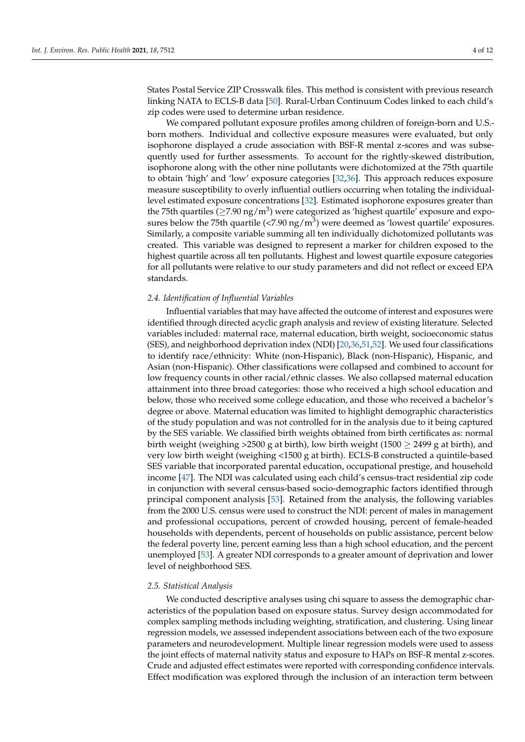States Postal Service ZIP Crosswalk files. This method is consistent with previous research linking NATA to ECLS-B data [50]. Rural-Urban Continuum Codes linked to each child's zip codes were used to determine urban residence.

We compared pollutant exposure profiles among children of foreign-born and U.S.-born mothers. Individual and collective exposure measures were evaluated, but only isophorone displayed a crude association with BSF-R mental z-scores and was subsequently used for further assessments. To account for the rightly-skewed distribution, isophorone along with the other nine pollutants were dichotomized at the 75th quartile to obtain 'high' and 'low' exposure categories [32,36]. This approach reduces exposure measure susceptibility to overly influential outliers occurring when totaling the individual-level estimated exposure concentrations [32]. Estimated isophorone exposures greater than the 75th quartiles ($\geq$7.90 ng/m$^3$) were categorized as 'highest quartile' exposure and exposures below the 75th quartile (<7.90 ng/m$^3$) were deemed as 'lowest quartile' exposures. Similarly, a composite variable summing all ten individually dichotomized pollutants was created. This variable was designed to represent a marker for children exposed to the highest quartile across all ten pollutants. Highest and lowest quartile exposure categories for all pollutants were relative to our study parameters and did not reflect or exceed EPA standards.

### 2.4. Identification of Influential Variables

Influential variables that may have affected the outcome of interest and exposures were identified through directed acyclic graph analysis and review of existing literature. Selected variables included: maternal race, maternal education, birth weight, socioeconomic status (SES), and neighborhood deprivation index (NDI) [20,36,51,52]. We used four classifications to identify race/ethnicity: White (non-Hispanic), Black (non-Hispanic), Hispanic, and Asian (non-Hispanic). Other classifications were collapsed and combined to account for low frequency counts in other racial/ethnic classes. We also collapsed maternal education attainment into three broad categories: those who received a high school education and below, those who received some college education, and those who received a bachelor's degree or above. Maternal education was limited to highlight demographic characteristics of the study population and was not controlled for in the analysis due to it being captured by the SES variable. We classified birth weights obtained from birth certificates as: normal birth weight (weighing >2500 g at birth), low birth weight (1500 $\geq$ 2499 g at birth), and very low birth weight (weighing <1500 g at birth). ECLS-B constructed a quintile-based SES variable that incorporated parental education, occupational prestige, and household income [47]. The NDI was calculated using each child's census-tract residential zip code in conjunction with several census-based socio-demographic factors identified through principal component analysis [53]. Retained from the analysis, the following variables from the 2000 U.S. census were used to construct the NDI: percent of males in management and professional occupations, percent of crowded housing, percent of female-headed households with dependents, percent of households on public assistance, percent below the federal poverty line, percent earning less than a high school education, and the percent unemployed [53]. A greater NDI corresponds to a greater amount of deprivation and lower level of neighborhood SES.

### 2.5. Statistical Analysis

We conducted descriptive analyses using chi square to assess the demographic characteristics of the population based on exposure status. Survey design accommodated for complex sampling methods including weighting, stratification, and clustering. Using linear regression models, we assessed independent associations between each of the two exposure parameters and neurodevelopment. Multiple linear regression models were used to assess the joint effects of maternal nativity status and exposure to HAPs on BSF-R mental z-scores. Crude and adjusted effect estimates were reported with corresponding confidence intervals. Effect modification was explored through the inclusion of an interaction term between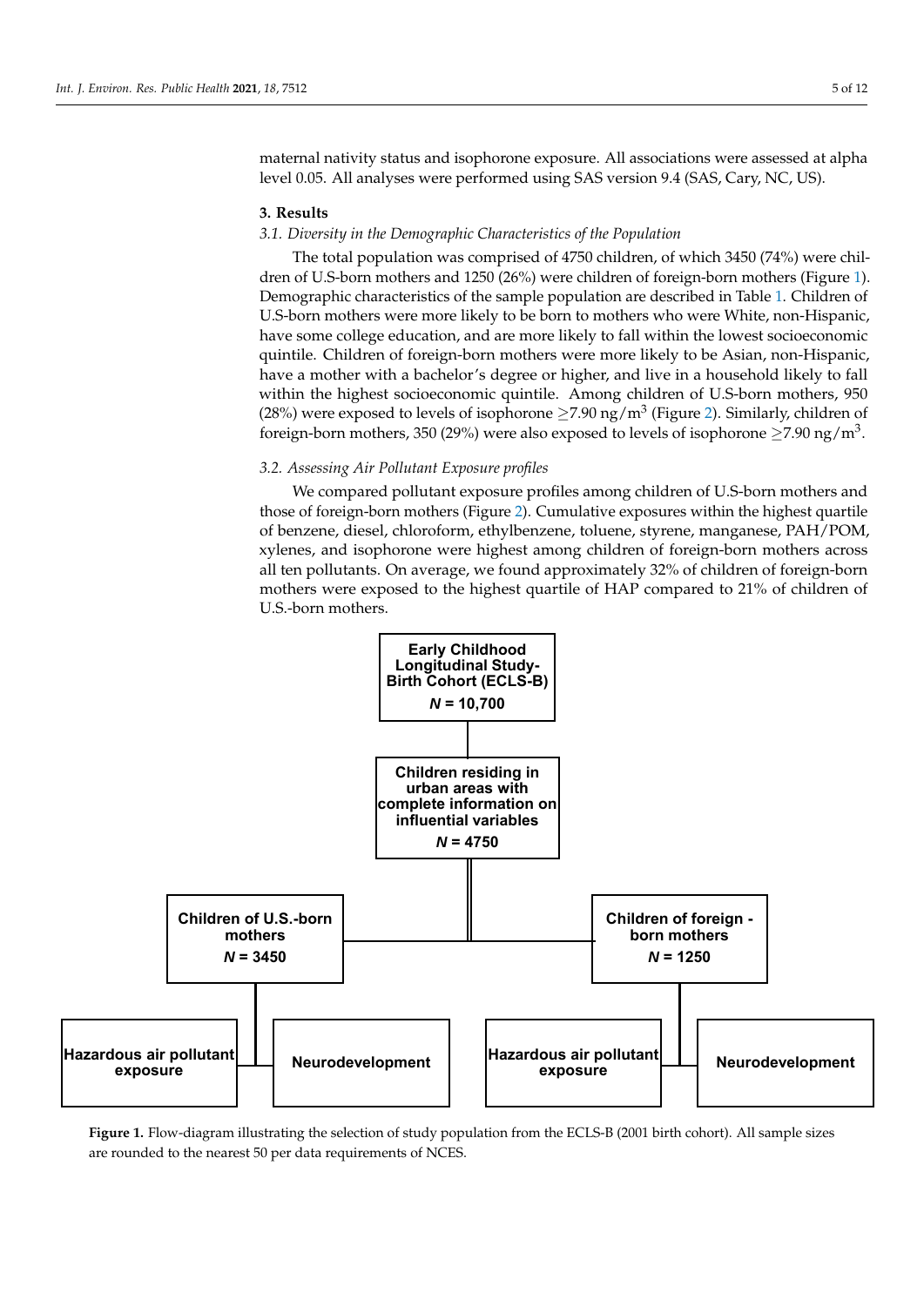maternal nativity status and isophorone exposure. All associations were assessed at alpha level 0.05. All analyses were performed using SAS version 9.4 (SAS, Cary, NC, US).

## 3. Results

### 3.1. Diversity in the Demographic Characteristics of the Population

The total population was comprised of 4750 children, of which 3450 (74%) were children of U.S-born mothers and 1250 (26%) were children of foreign-born mothers (Figure 1). Demographic characteristics of the sample population are described in Table 1. Children of U.S-born mothers were more likely to be born to mothers who were White, non-Hispanic, have some college education, and are more likely to fall within the lowest socioeconomic quintile. Children of foreign-born mothers were more likely to be Asian, non-Hispanic, have a mother with a bachelor's degree or higher, and live in a household likely to fall within the highest socioeconomic quintile. Among children of U.S-born mothers, 950 (28%) were exposed to levels of isophorone $\geq$7.90 ng/m$^3$ (Figure 2). Similarly, children of foreign-born mothers, 350 (29%) were also exposed to levels of isophorone $\geq$7.90 ng/m$^3$.

### 3.2. Assessing Air Pollutant Exposure profiles

We compared pollutant exposure profiles among children of U.S-born mothers and those of foreign-born mothers (Figure 2). Cumulative exposures within the highest quartile of benzene, diesel, chloroform, ethylbenzene, toluene, styrene, manganese, PAH/POM, xylenes, and isophorone were highest among children of foreign-born mothers across all ten pollutants. On average, we found approximately 32% of children of foreign-born mothers were exposed to the highest quartile of HAP compared to 21% of children of U.S.-born mothers.

**Early Childhood Longitudinal Study-Birth Cohort (ECLS-B)**
***N* = 10,700**

**Children residing in urban areas with complete information on influential variables**
***N* = 4750**

**Children of U.S.-born mothers**
***N* = 3450**

**Children of foreign - born mothers**
***N* = 1250**

**Hazardous air pollutant exposure** | **Neurodevelopment** | **Hazardous air pollutant exposure** | **Neurodevelopment**

**Figure 1.** Flow-diagram illustrating the selection of study population from the ECLS-B (2001 birth cohort). All sample sizes are rounded to the nearest 50 per data requirements of NCES.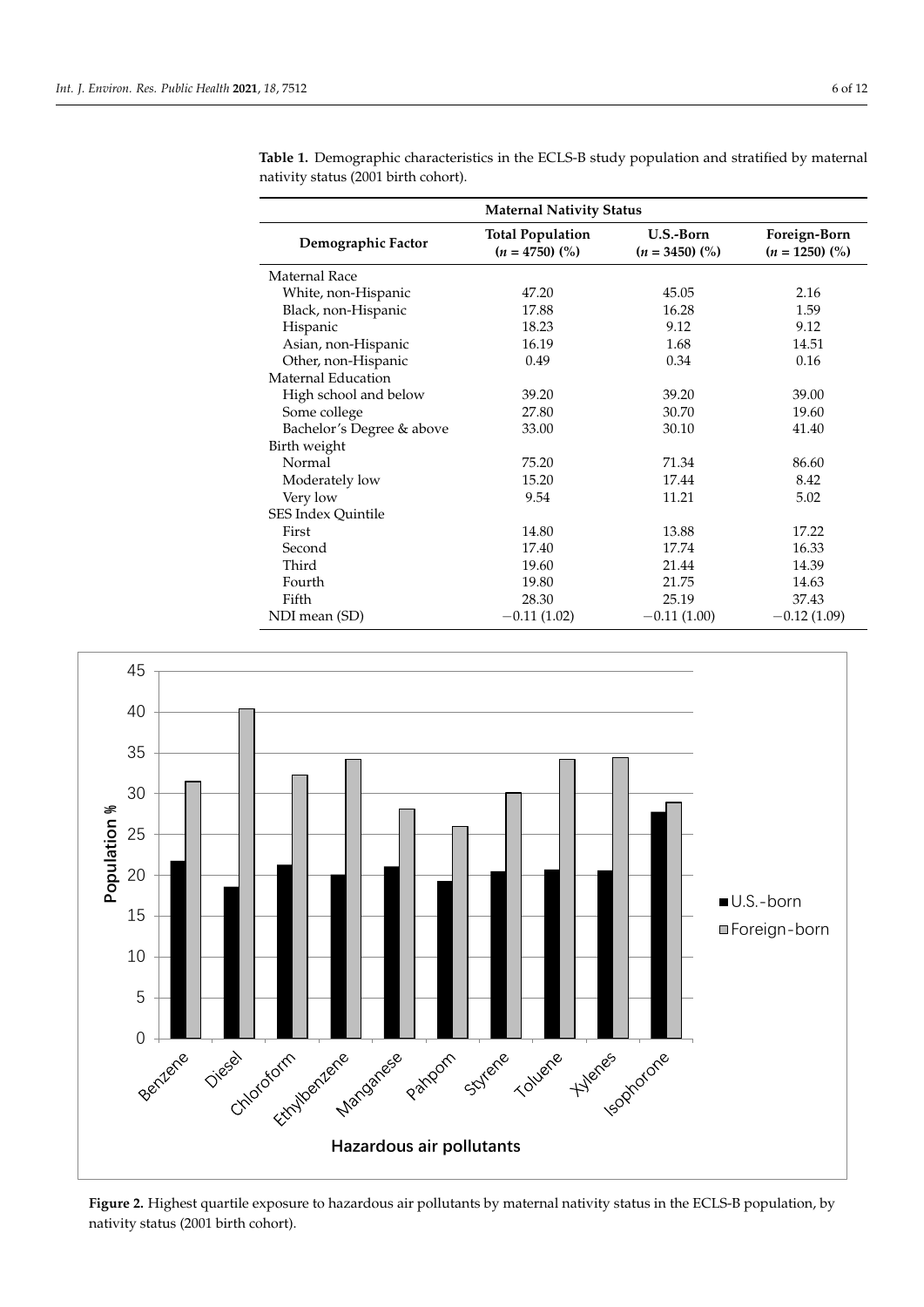**Table 1.** Demographic characteristics in the ECLS-B study population and stratified by maternal nativity status (2001 birth cohort).

| | Maternal Nativity Status | | |
|---|---|---|---|
| **Demographic Factor** | **Total Population ($n$ = 4750) (%)** | **U.S.-Born ($n$ = 3450) (%)** | **Foreign-Born ($n$ = 1250) (%)** |
| Maternal Race | | | |
| White, non-Hispanic | 47.20 | 45.05 | 2.16 |
| Black, non-Hispanic | 17.88 | 16.28 | 1.59 |
| Hispanic | 18.23 | 9.12 | 9.12 |
| Asian, non-Hispanic | 16.19 | 1.68 | 14.51 |
| Other, non-Hispanic | 0.49 | 0.34 | 0.16 |
| Maternal Education | | | |
| High school and below | 39.20 | 39.20 | 39.00 |
| Some college | 27.80 | 30.70 | 19.60 |
| Bachelor's Degree & above | 33.00 | 30.10 | 41.40 |
| Birth weight | | | |
| Normal | 75.20 | 71.34 | 86.60 |
| Moderately low | 15.20 | 17.44 | 8.42 |
| Very low | 9.54 | 11.21 | 5.02 |
| SES Index Quintile | | | |
| First | 14.80 | 13.88 | 17.22 |
| Second | 17.40 | 17.74 | 16.33 |
| Third | 19.60 | 21.44 | 14.39 |
| Fourth | 19.80 | 21.75 | 14.63 |
| Fifth | 28.30 | 25.19 | 37.43 |
| NDI mean (SD) | −0.11 (1.02) | −0.11 (1.00) | −0.12 (1.09) |

**Figure 2.** Highest quartile exposure to hazardous air pollutants by maternal nativity status in the ECLS-B population, by nativity status (2001 birth cohort).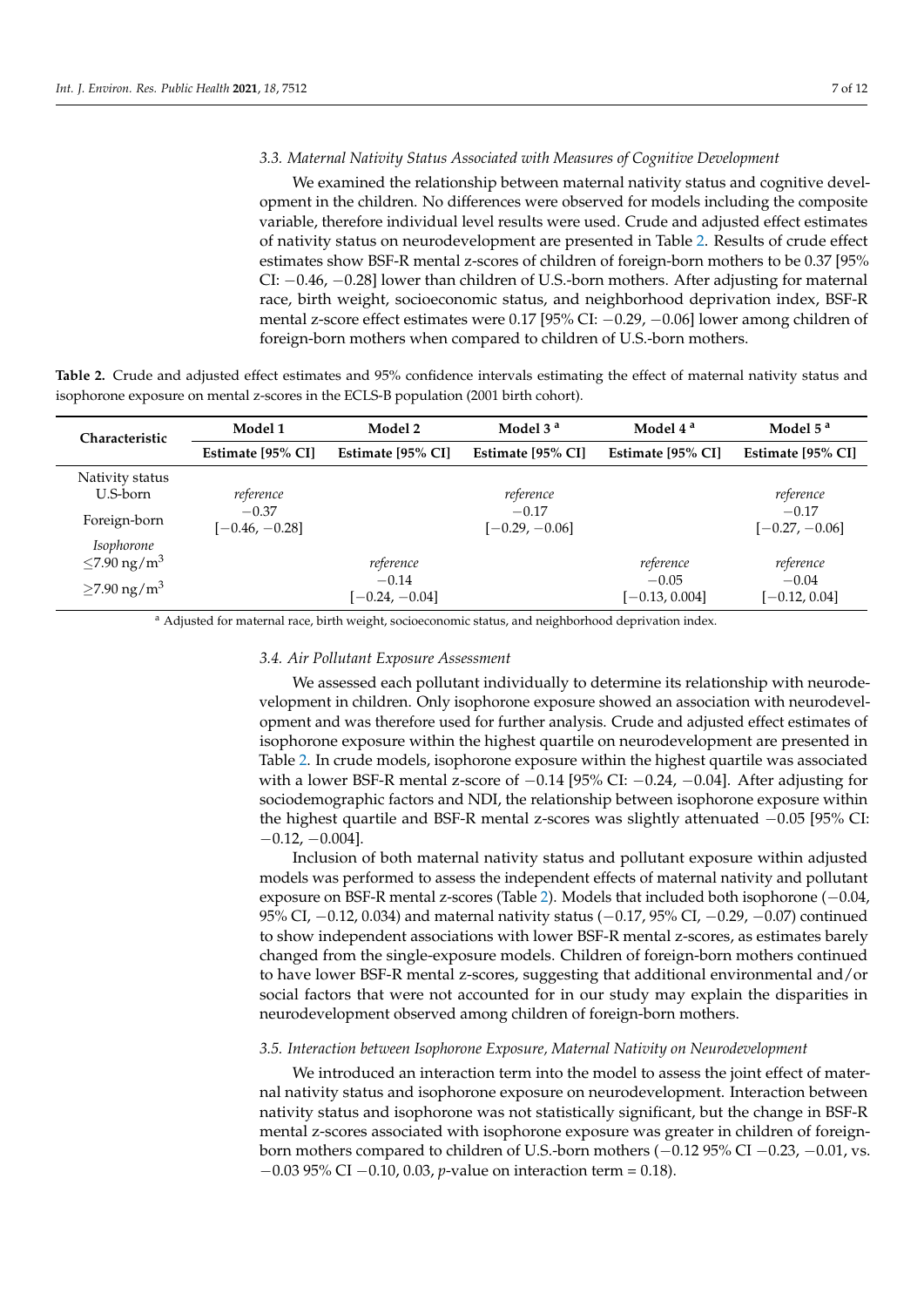### 3.3. Maternal Nativity Status Associated with Measures of Cognitive Development

We examined the relationship between maternal nativity status and cognitive development in the children. No differences were observed for models including the composite variable, therefore individual level results were used. Crude and adjusted effect estimates of nativity status on neurodevelopment are presented in Table 2. Results of crude effect estimates show BSF-R mental z-scores of children of foreign-born mothers to be 0.37 [95% CI: −0.46, −0.28] lower than children of U.S.-born mothers. After adjusting for maternal race, birth weight, socioeconomic status, and neighborhood deprivation index, BSF-R mental z-score effect estimates were 0.17 [95% CI: −0.29, −0.06] lower among children of foreign-born mothers when compared to children of U.S.-born mothers.

**Table 2.** Crude and adjusted effect estimates and 95% confidence intervals estimating the effect of maternal nativity status and isophorone exposure on mental z-scores in the ECLS-B population (2001 birth cohort).

| Characteristic | Model 1 | Model 2 | Model 3 [a] | Model 4 [a] | Model 5 [a] |
|---|---|---|---|---|---|
| | Estimate [95% CI] | Estimate [95% CI] | Estimate [95% CI] | Estimate [95% CI] | Estimate [95% CI] |
| Nativity status | | | | | |
| U.S-born | *reference* | | *reference* | | *reference* |
| Foreign-born | −0.37 [−0.46, −0.28] | | −0.17 [−0.29, −0.06] | | −0.17 [−0.27, −0.06] |
| *Isophorone* | | | | | |
| $\leq$7.90 ng/m$^3$ | | *reference* | | *reference* | *reference* |
| $\geq$7.90 ng/m$^3$ | | −0.14 [−0.24, −0.04] | | −0.05 [−0.13, 0.004] | −0.04 [−0.12, 0.04] |

[a] Adjusted for maternal race, birth weight, socioeconomic status, and neighborhood deprivation index.

### 3.4. Air Pollutant Exposure Assessment

We assessed each pollutant individually to determine its relationship with neurodevelopment in children. Only isophorone exposure showed an association with neurodevelopment and was therefore used for further analysis. Crude and adjusted effect estimates of isophorone exposure within the highest quartile on neurodevelopment are presented in Table 2. In crude models, isophorone exposure within the highest quartile was associated with a lower BSF-R mental z-score of −0.14 [95% CI: −0.24, −0.04]. After adjusting for sociodemographic factors and NDI, the relationship between isophorone exposure within the highest quartile and BSF-R mental z-scores was slightly attenuated −0.05 [95% CI: −0.12, −0.004].

Inclusion of both maternal nativity status and pollutant exposure within adjusted models was performed to assess the independent effects of maternal nativity and pollutant exposure on BSF-R mental z-scores (Table 2). Models that included both isophorone (−0.04, 95% CI, −0.12, 0.034) and maternal nativity status (−0.17, 95% CI, −0.29, −0.07) continued to show independent associations with lower BSF-R mental z-scores, as estimates barely changed from the single-exposure models. Children of foreign-born mothers continued to have lower BSF-R mental z-scores, suggesting that additional environmental and/or social factors that were not accounted for in our study may explain the disparities in neurodevelopment observed among children of foreign-born mothers.

### 3.5. Interaction between Isophorone Exposure, Maternal Nativity on Neurodevelopment

We introduced an interaction term into the model to assess the joint effect of maternal nativity status and isophorone exposure on neurodevelopment. Interaction between nativity status and isophorone was not statistically significant, but the change in BSF-R mental z-scores associated with isophorone exposure was greater in children of foreign-born mothers compared to children of U.S.-born mothers (−0.12 95% CI −0.23, −0.01, vs. −0.03 95% CI −0.10, 0.03, *p*-value on interaction term = 0.18).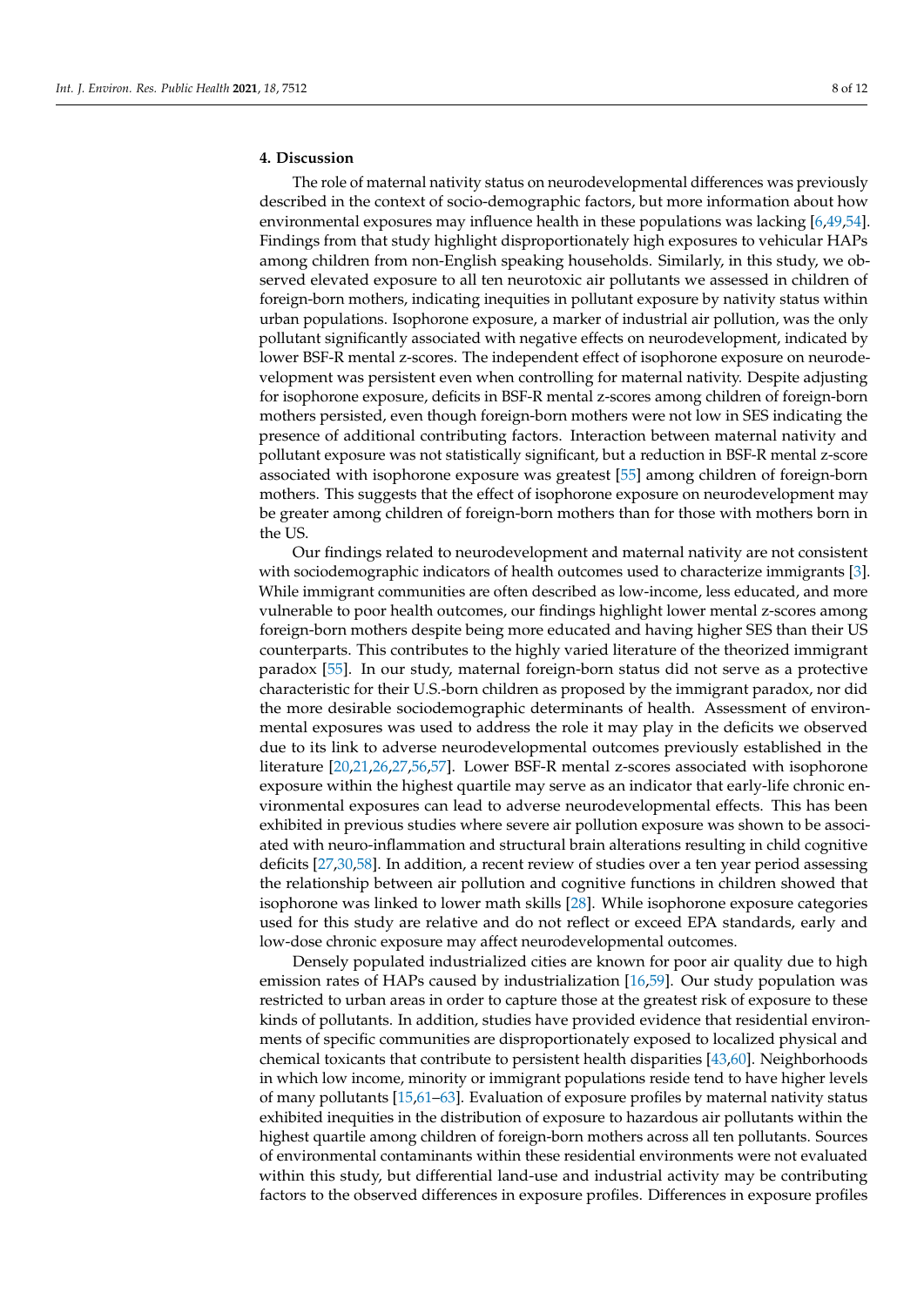## 4. Discussion

The role of maternal nativity status on neurodevelopmental differences was previously described in the context of socio-demographic factors, but more information about how environmental exposures may influence health in these populations was lacking [6,49,54]. Findings from that study highlight disproportionately high exposures to vehicular HAPs among children from non-English speaking households. Similarly, in this study, we observed elevated exposure to all ten neurotoxic air pollutants we assessed in children of foreign-born mothers, indicating inequities in pollutant exposure by nativity status within urban populations. Isophorone exposure, a marker of industrial air pollution, was the only pollutant significantly associated with negative effects on neurodevelopment, indicated by lower BSF-R mental z-scores. The independent effect of isophorone exposure on neurodevelopment was persistent even when controlling for maternal nativity. Despite adjusting for isophorone exposure, deficits in BSF-R mental z-scores among children of foreign-born mothers persisted, even though foreign-born mothers were not low in SES indicating the presence of additional contributing factors. Interaction between maternal nativity and pollutant exposure was not statistically significant, but a reduction in BSF-R mental z-score associated with isophorone exposure was greatest [55] among children of foreign-born mothers. This suggests that the effect of isophorone exposure on neurodevelopment may be greater among children of foreign-born mothers than for those with mothers born in the US.

Our findings related to neurodevelopment and maternal nativity are not consistent with sociodemographic indicators of health outcomes used to characterize immigrants [3]. While immigrant communities are often described as low-income, less educated, and more vulnerable to poor health outcomes, our findings highlight lower mental z-scores among foreign-born mothers despite being more educated and having higher SES than their US counterparts. This contributes to the highly varied literature of the theorized immigrant paradox [55]. In our study, maternal foreign-born status did not serve as a protective characteristic for their U.S.-born children as proposed by the immigrant paradox, nor did the more desirable sociodemographic determinants of health. Assessment of environmental exposures was used to address the role it may play in the deficits we observed due to its link to adverse neurodevelopmental outcomes previously established in the literature [20,21,26,27,56,57]. Lower BSF-R mental z-scores associated with isophorone exposure within the highest quartile may serve as an indicator that early-life chronic environmental exposures can lead to adverse neurodevelopmental effects. This has been exhibited in previous studies where severe air pollution exposure was shown to be associated with neuro-inflammation and structural brain alterations resulting in child cognitive deficits [27,30,58]. In addition, a recent review of studies over a ten year period assessing the relationship between air pollution and cognitive functions in children showed that isophorone was linked to lower math skills [28]. While isophorone exposure categories used for this study are relative and do not reflect or exceed EPA standards, early and low-dose chronic exposure may affect neurodevelopmental outcomes.

Densely populated industrialized cities are known for poor air quality due to high emission rates of HAPs caused by industrialization [16,59]. Our study population was restricted to urban areas in order to capture those at the greatest risk of exposure to these kinds of pollutants. In addition, studies have provided evidence that residential environments of specific communities are disproportionately exposed to localized physical and chemical toxicants that contribute to persistent health disparities [43,60]. Neighborhoods in which low income, minority or immigrant populations reside tend to have higher levels of many pollutants [15,61–63]. Evaluation of exposure profiles by maternal nativity status exhibited inequities in the distribution of exposure to hazardous air pollutants within the highest quartile among children of foreign-born mothers across all ten pollutants. Sources of environmental contaminants within these residential environments were not evaluated within this study, but differential land-use and industrial activity may be contributing factors to the observed differences in exposure profiles. Differences in exposure profiles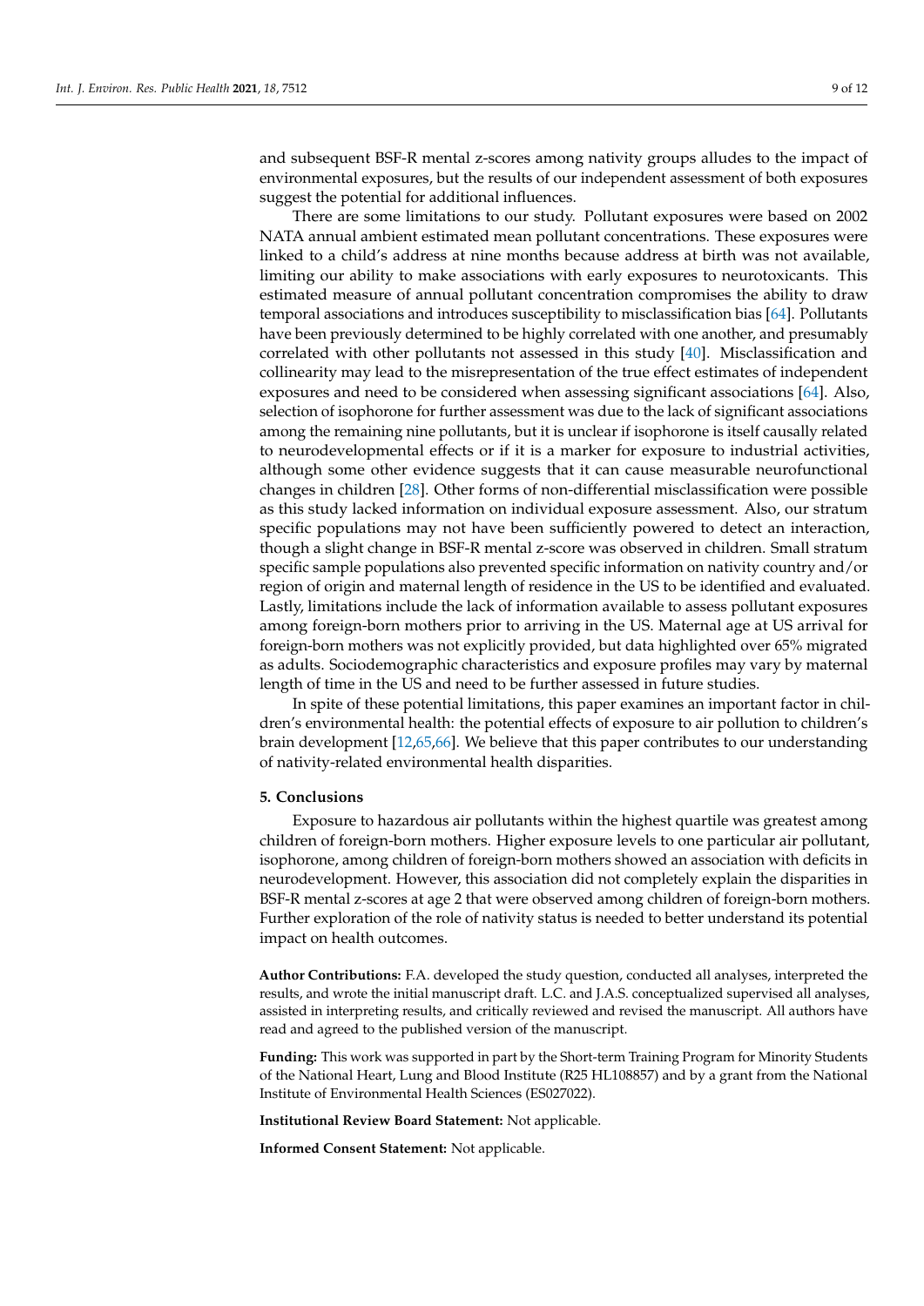and subsequent BSF-R mental z-scores among nativity groups alludes to the impact of environmental exposures, but the results of our independent assessment of both exposures suggest the potential for additional influences.

There are some limitations to our study. Pollutant exposures were based on 2002 NATA annual ambient estimated mean pollutant concentrations. These exposures were linked to a child's address at nine months because address at birth was not available, limiting our ability to make associations with early exposures to neurotoxicants. This estimated measure of annual pollutant concentration compromises the ability to draw temporal associations and introduces susceptibility to misclassification bias [64]. Pollutants have been previously determined to be highly correlated with one another, and presumably correlated with other pollutants not assessed in this study [40]. Misclassification and collinearity may lead to the misrepresentation of the true effect estimates of independent exposures and need to be considered when assessing significant associations [64]. Also, selection of isophorone for further assessment was due to the lack of significant associations among the remaining nine pollutants, but it is unclear if isophorone is itself causally related to neurodevelopmental effects or if it is a marker for exposure to industrial activities, although some other evidence suggests that it can cause measurable neurofunctional changes in children [28]. Other forms of non-differential misclassification were possible as this study lacked information on individual exposure assessment. Also, our stratum specific populations may not have been sufficiently powered to detect an interaction, though a slight change in BSF-R mental z-score was observed in children. Small stratum specific sample populations also prevented specific information on nativity country and/or region of origin and maternal length of residence in the US to be identified and evaluated. Lastly, limitations include the lack of information available to assess pollutant exposures among foreign-born mothers prior to arriving in the US. Maternal age at US arrival for foreign-born mothers was not explicitly provided, but data highlighted over 65% migrated as adults. Sociodemographic characteristics and exposure profiles may vary by maternal length of time in the US and need to be further assessed in future studies.

In spite of these potential limitations, this paper examines an important factor in children's environmental health: the potential effects of exposure to air pollution to children's brain development [12,65,66]. We believe that this paper contributes to our understanding of nativity-related environmental health disparities.

## 5. Conclusions

Exposure to hazardous air pollutants within the highest quartile was greatest among children of foreign-born mothers. Higher exposure levels to one particular air pollutant, isophorone, among children of foreign-born mothers showed an association with deficits in neurodevelopment. However, this association did not completely explain the disparities in BSF-R mental z-scores at age 2 that were observed among children of foreign-born mothers. Further exploration of the role of nativity status is needed to better understand its potential impact on health outcomes.

**Author Contributions:** F.A. developed the study question, conducted all analyses, interpreted the results, and wrote the initial manuscript draft. L.C. and J.A.S. conceptualized supervised all analyses, assisted in interpreting results, and critically reviewed and revised the manuscript. All authors have read and agreed to the published version of the manuscript.

**Funding:** This work was supported in part by the Short-term Training Program for Minority Students of the National Heart, Lung and Blood Institute (R25 HL108857) and by a grant from the National Institute of Environmental Health Sciences (ES027022).

**Institutional Review Board Statement:** Not applicable.

**Informed Consent Statement:** Not applicable.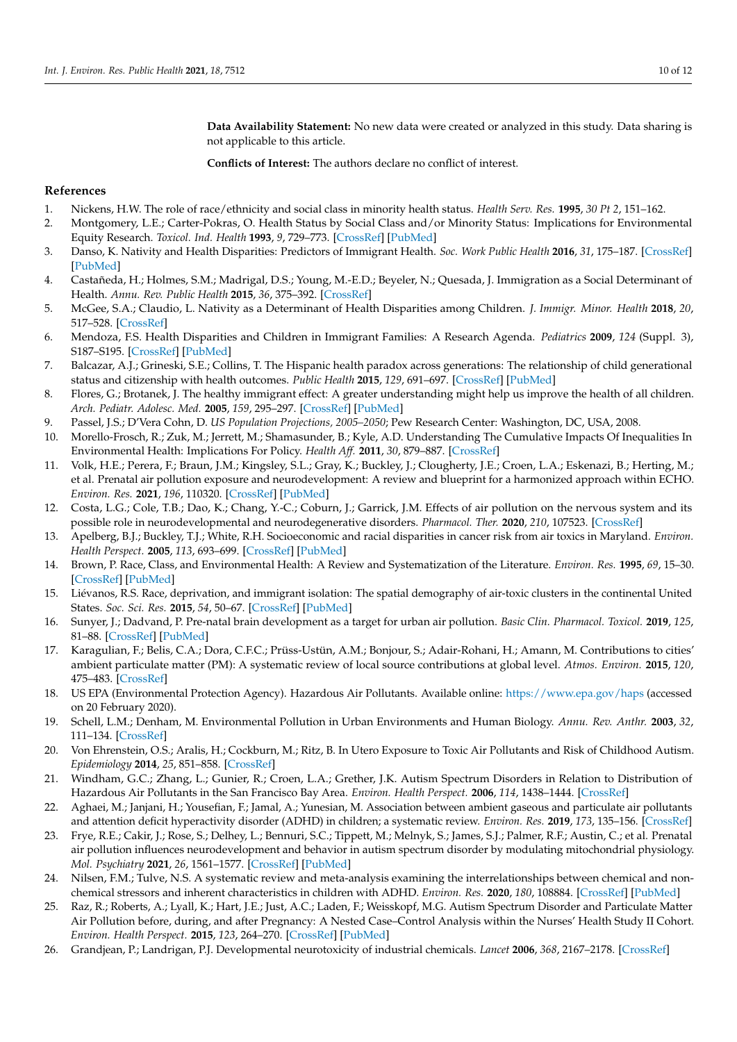**Data Availability Statement:** No new data were created or analyzed in this study. Data sharing is not applicable to this article.

**Conflicts of Interest:** The authors declare no conflict of interest.

## References

1. Nickens, H.W. The role of race/ethnicity and social class in minority health status. *Health Serv. Res.* **1995**, *30 Pt 2*, 151–162.
2. Montgomery, L.E.; Carter-Pokras, O. Health Status by Social Class and/or Minority Status: Implications for Environmental Equity Research. *Toxicol. Ind. Health* **1993**, *9*, 729–773. [CrossRef] [PubMed]
3. Danso, K. Nativity and Health Disparities: Predictors of Immigrant Health. *Soc. Work Public Health* **2016**, *31*, 175–187. [CrossRef] [PubMed]
4. Castañeda, H.; Holmes, S.M.; Madrigal, D.S.; Young, M.-E.D.; Beyeler, N.; Quesada, J. Immigration as a Social Determinant of Health. *Annu. Rev. Public Health* **2015**, *36*, 375–392. [CrossRef]
5. McGee, S.A.; Claudio, L. Nativity as a Determinant of Health Disparities among Children. *J. Immigr. Minor. Health* **2018**, *20*, 517–528. [CrossRef]
6. Mendoza, F.S. Health Disparities and Children in Immigrant Families: A Research Agenda. *Pediatrics* **2009**, *124* (Suppl. 3), S187–S195. [CrossRef] [PubMed]
7. Balcazar, A.J.; Grineski, S.E.; Collins, T. The Hispanic health paradox across generations: The relationship of child generational status and citizenship with health outcomes. *Public Health* **2015**, *129*, 691–697. [CrossRef] [PubMed]
8. Flores, G.; Brotanek, J. The healthy immigrant effect: A greater understanding might help us improve the health of all children. *Arch. Pediatr. Adolesc. Med.* **2005**, *159*, 295–297. [CrossRef] [PubMed]
9. Passel, J.S.; D'Vera Cohn, D. *US Population Projections, 2005–2050*; Pew Research Center: Washington, DC, USA, 2008.
10. Morello-Frosch, R.; Zuk, M.; Jerrett, M.; Shamasunder, B.; Kyle, A.D. Understanding The Cumulative Impacts Of Inequalities In Environmental Health: Implications For Policy. *Health Aff.* **2011**, *30*, 879–887. [CrossRef]
11. Volk, H.E.; Perera, F.; Braun, J.M.; Kingsley, S.L.; Gray, K.; Buckley, J.; Clougherty, J.E.; Croen, L.A.; Eskenazi, B.; Herting, M.; et al. Prenatal air pollution exposure and neurodevelopment: A review and blueprint for a harmonized approach within ECHO. *Environ. Res.* **2021**, *196*, 110320. [CrossRef] [PubMed]
12. Costa, L.G.; Cole, T.B.; Dao, K.; Chang, Y.-C.; Coburn, J.; Garrick, J.M. Effects of air pollution on the nervous system and its possible role in neurodevelopmental and neurodegenerative disorders. *Pharmacol. Ther.* **2020**, *210*, 107523. [CrossRef]
13. Apelberg, B.J.; Buckley, T.J.; White, R.H. Socioeconomic and racial disparities in cancer risk from air toxics in Maryland. *Environ. Health Perspect.* **2005**, *113*, 693–699. [CrossRef] [PubMed]
14. Brown, P. Race, Class, and Environmental Health: A Review and Systematization of the Literature. *Environ. Res.* **1995**, *69*, 15–30. [CrossRef] [PubMed]
15. Liévanos, R.S. Race, deprivation, and immigrant isolation: The spatial demography of air-toxic clusters in the continental United States. *Soc. Sci. Res.* **2015**, *54*, 50–67. [CrossRef] [PubMed]
16. Sunyer, J.; Dadvand, P. Pre-natal brain development as a target for urban air pollution. *Basic Clin. Pharmacol. Toxicol.* **2019**, *125*, 81–88. [CrossRef] [PubMed]
17. Karagulian, F.; Belis, C.A.; Dora, C.F.C.; Prüss-Ustün, A.M.; Bonjour, S.; Adair-Rohani, H.; Amann, M. Contributions to cities' ambient particulate matter (PM): A systematic review of local source contributions at global level. *Atmos. Environ.* **2015**, *120*, 475–483. [CrossRef]
18. US EPA (Environmental Protection Agency). Hazardous Air Pollutants. Available online: https://www.epa.gov/haps (accessed on 20 February 2020).
19. Schell, L.M.; Denham, M. Environmental Pollution in Urban Environments and Human Biology. *Annu. Rev. Anthr.* **2003**, *32*, 111–134. [CrossRef]
20. Von Ehrenstein, O.S.; Aralis, H.; Cockburn, M.; Ritz, B. In Utero Exposure to Toxic Air Pollutants and Risk of Childhood Autism. *Epidemiology* **2014**, *25*, 851–858. [CrossRef]
21. Windham, G.C.; Zhang, L.; Gunier, R.; Croen, L.A.; Grether, J.K. Autism Spectrum Disorders in Relation to Distribution of Hazardous Air Pollutants in the San Francisco Bay Area. *Environ. Health Perspect.* **2006**, *114*, 1438–1444. [CrossRef]
22. Aghaei, M.; Janjani, H.; Yousefian, F.; Jamal, A.; Yunesian, M. Association between ambient gaseous and particulate air pollutants and attention deficit hyperactivity disorder (ADHD) in children; a systematic review. *Environ. Res.* **2019**, *173*, 135–156. [CrossRef]
23. Frye, R.E.; Cakir, J.; Rose, S.; Delhey, L.; Bennuri, S.C.; Tippett, M.; Melnyk, S.; James, S.J.; Palmer, R.F.; Austin, C.; et al. Prenatal air pollution influences neurodevelopment and behavior in autism spectrum disorder by modulating mitochondrial physiology. *Mol. Psychiatry* **2021**, *26*, 1561–1577. [CrossRef] [PubMed]
24. Nilsen, F.M.; Tulve, N.S. A systematic review and meta-analysis examining the interrelationships between chemical and non-chemical stressors and inherent characteristics in children with ADHD. *Environ. Res.* **2020**, *180*, 108884. [CrossRef] [PubMed]
25. Raz, R.; Roberts, A.; Lyall, K.; Hart, J.E.; Just, A.C.; Laden, F.; Weisskopf, M.G. Autism Spectrum Disorder and Particulate Matter Air Pollution before, during, and after Pregnancy: A Nested Case–Control Analysis within the Nurses' Health Study II Cohort. *Environ. Health Perspect.* **2015**, *123*, 264–270. [CrossRef] [PubMed]
26. Grandjean, P.; Landrigan, P.J. Developmental neurotoxicity of industrial chemicals. *Lancet* **2006**, *368*, 2167–2178. [CrossRef]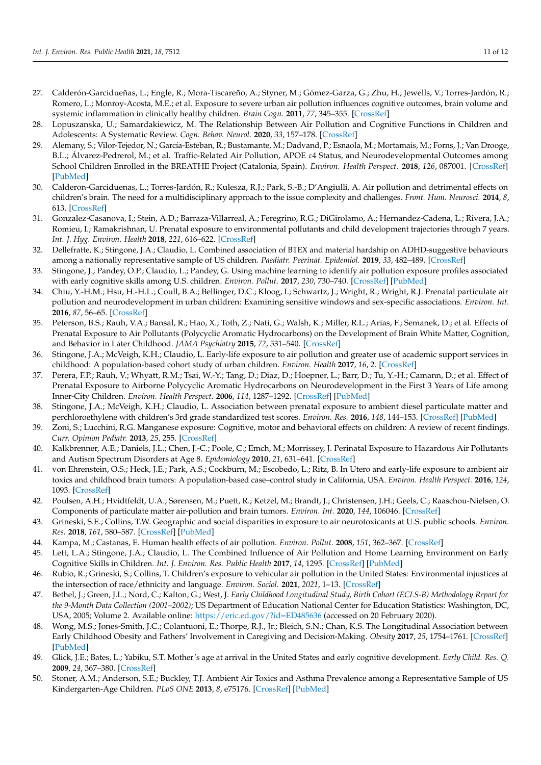27. Calderón-Garcidueñas, L.; Engle, R.; Mora-Tiscareño, A.; Styner, M.; Gómez-Garza, G.; Zhu, H.; Jewells, V.; Torres-Jardón, R.; Romero, L.; Monroy-Acosta, M.E.; et al. Exposure to severe urban air pollution influences cognitive outcomes, brain volume and systemic inflammation in clinically healthy children. *Brain Cogn.* **2011**, *77*, 345–355. [CrossRef]
28. Lopuszanska, U.; Samardakiewicz, M. The Relationship Between Air Pollution and Cognitive Functions in Children and Adolescents: A Systematic Review. *Cogn. Behav. Neurol.* **2020**, *33*, 157–178. [CrossRef]
29. Alemany, S.; Vilor-Tejedor, N.; García-Esteban, R.; Bustamante, M.; Dadvand, P.; Esnaola, M.; Mortamais, M.; Forns, J.; Van Drooge, B.L.; Álvarez-Pedrerol, M.; et al. Traffic-Related Air Pollution, APOE $\varepsilon$4 Status, and Neurodevelopmental Outcomes among School Children Enrolled in the BREATHE Project (Catalonia, Spain). *Environ. Health Perspect.* **2018**, *126*, 087001. [CrossRef] [PubMed]
30. Calderon-Garciduenas, L.; Torres-Jardón, R.; Kulesza, R.J.; Park, S.-B.; D'Angiulli, A. Air pollution and detrimental effects on children's brain. The need for a multidisciplinary approach to the issue complexity and challenges. *Front. Hum. Neurosci.* **2014**, *8*, 613. [CrossRef]
31. Gonzalez-Casanova, I.; Stein, A.D.; Barraza-Villarreal, A.; Feregrino, R.G.; DiGirolamo, A.; Hernandez-Cadena, L.; Rivera, J.A.; Romieu, I.; Ramakrishnan, U. Prenatal exposure to environmental pollutants and child development trajectories through 7 years. *Int. J. Hyg. Environ. Health* **2018**, *221*, 616–622. [CrossRef]
32. Dellefratte, K.; Stingone, J.A.; Claudio, L. Combined association of BTEX and material hardship on ADHD-suggestive behaviours among a nationally representative sample of US children. *Paediatr. Perinat. Epidemiol.* **2019**, *33*, 482–489. [CrossRef]
33. Stingone, J.; Pandey, O.P.; Claudio, L.; Pandey, G. Using machine learning to identify air pollution exposure profiles associated with early cognitive skills among U.S. children. *Environ. Pollut.* **2017**, *230*, 730–740. [CrossRef] [PubMed]
34. Chiu, Y.-H.M.; Hsu, H.-H.L.; Coull, B.A.; Bellinger, D.C.; Kloog, I.; Schwartz, J.; Wright, R.; Wright, R.J. Prenatal particulate air pollution and neurodevelopment in urban children: Examining sensitive windows and sex-specific associations. *Environ. Int.* **2016**, *87*, 56–65. [CrossRef]
35. Peterson, B.S.; Rauh, V.A.; Bansal, R.; Hao, X.; Toth, Z.; Nati, G.; Walsh, K.; Miller, R.L.; Arias, F.; Semanek, D.; et al. Effects of Prenatal Exposure to Air Pollutants (Polycyclic Aromatic Hydrocarbons) on the Development of Brain White Matter, Cognition, and Behavior in Later Childhood. *JAMA Psychiatry* **2015**, *72*, 531–540. [CrossRef]
36. Stingone, J.A.; McVeigh, K.H.; Claudio, L. Early-life exposure to air pollution and greater use of academic support services in childhood: A population-based cohort study of urban children. *Environ. Health* **2017**, *16*, 2. [CrossRef]
37. Perera, F.P.; Rauh, V.; Whyatt, R.M.; Tsai, W.-Y.; Tang, D.; Diaz, D.; Hoepner, L.; Barr, D.; Tu, Y.-H.; Camann, D.; et al. Effect of Prenatal Exposure to Airborne Polycyclic Aromatic Hydrocarbons on Neurodevelopment in the First 3 Years of Life among Inner-City Children. *Environ. Health Perspect.* **2006**, *114*, 1287–1292. [CrossRef] [PubMed]
38. Stingone, J.A.; McVeigh, K.H.; Claudio, L. Association between prenatal exposure to ambient diesel particulate matter and perchloroethylene with children's 3rd grade standardized test scores. *Environ. Res.* **2016**, *148*, 144–153. [CrossRef] [PubMed]
39. Zoni, S.; Lucchini, R.G. Manganese exposure: Cognitive, motor and behavioral effects on children: A review of recent findings. *Curr. Opinion Pediatr.* **2013**, *25*, 255. [CrossRef]
40. Kalkbrenner, A.E.; Daniels, J.L.; Chen, J.-C.; Poole, C.; Emch, M.; Morrissey, J. Perinatal Exposure to Hazardous Air Pollutants and Autism Spectrum Disorders at Age 8. *Epidemiology* **2010**, *21*, 631–641. [CrossRef]
41. von Ehrenstein, O.S.; Heck, J.E.; Park, A.S.; Cockburn, M.; Escobedo, L.; Ritz, B. In Utero and early-life exposure to ambient air toxics and childhood brain tumors: A population-based case–control study in California, USA. *Environ. Health Perspect.* **2016**, *124*, 1093. [CrossRef]
42. Poulsen, A.H.; Hvidtfeldt, U.A.; Sørensen, M.; Puett, R.; Ketzel, M.; Brandt, J.; Christensen, J.H.; Geels, C.; Raaschou-Nielsen, O. Components of particulate matter air-pollution and brain tumors. *Environ. Int.* **2020**, *144*, 106046. [CrossRef]
43. Grineski, S.E.; Collins, T.W. Geographic and social disparities in exposure to air neurotoxicants at U.S. public schools. *Environ. Res.* **2018**, *161*, 580–587. [CrossRef] [PubMed]
44. Kampa, M.; Castanas, E. Human health effects of air pollution. *Environ. Pollut.* **2008**, *151*, 362–367. [CrossRef]
45. Lett, L.A.; Stingone, J.A.; Claudio, L. The Combined Influence of Air Pollution and Home Learning Environment on Early Cognitive Skills in Children. *Int. J. Environ. Res. Public Health* **2017**, *14*, 1295. [CrossRef] [PubMed]
46. Rubio, R.; Grineski, S.; Collins, T. Children's exposure to vehicular air pollution in the United States: Environmental injustices at the intersection of race/ethnicity and language. *Environ. Sociol.* **2021**, *2021*, 1–13. [CrossRef]
47. Bethel, J.; Green, J.L.; Nord, C.; Kalton, G.; West, J. *Early Childhood Longitudinal Study, Birth Cohort (ECLS-B) Methodology Report for the 9-Month Data Collection (2001–2002)*; US Department of Education National Center for Education Statistics: Washington, DC, USA, 2005; Volume 2. Available online: https://eric.ed.gov/?id=ED485636 (accessed on 20 February 2020).
48. Wong, M.S.; Jones-Smith, J.C.; Colantuoni, E.; Thorpe, R.J., Jr.; Bleich, S.N.; Chan, K.S. The Longitudinal Association between Early Childhood Obesity and Fathers' Involvement in Caregiving and Decision-Making. *Obesity* **2017**, *25*, 1754–1761. [CrossRef] [PubMed]
49. Glick, J.E.; Bates, L.; Yabiku, S.T. Mother's age at arrival in the United States and early cognitive development. *Early Child. Res. Q.* **2009**, *24*, 367–380. [CrossRef]
50. Stoner, A.M.; Anderson, S.E.; Buckley, T.J. Ambient Air Toxics and Asthma Prevalence among a Representative Sample of US Kindergarten-Age Children. *PLoS ONE* **2013**, *8*, e75176. [CrossRef] [PubMed]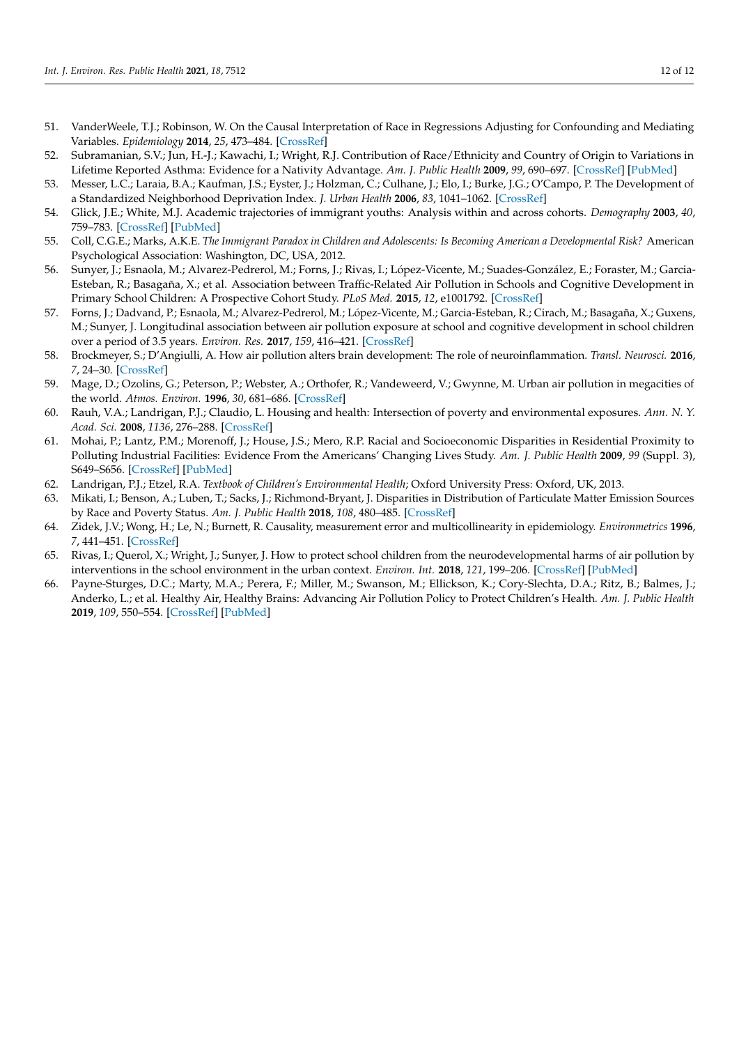51. VanderWeele, T.J.; Robinson, W. On the Causal Interpretation of Race in Regressions Adjusting for Confounding and Mediating Variables. *Epidemiology* **2014**, *25*, 473–484. [CrossRef]
52. Subramanian, S.V.; Jun, H.-J.; Kawachi, I.; Wright, R.J. Contribution of Race/Ethnicity and Country of Origin to Variations in Lifetime Reported Asthma: Evidence for a Nativity Advantage. *Am. J. Public Health* **2009**, *99*, 690–697. [CrossRef] [PubMed]
53. Messer, L.C.; Laraia, B.A.; Kaufman, J.S.; Eyster, J.; Holzman, C.; Culhane, J.; Elo, I.; Burke, J.G.; O'Campo, P. The Development of a Standardized Neighborhood Deprivation Index. *J. Urban Health* **2006**, *83*, 1041–1062. [CrossRef]
54. Glick, J.E.; White, M.J. Academic trajectories of immigrant youths: Analysis within and across cohorts. *Demography* **2003**, *40*, 759–783. [CrossRef] [PubMed]
55. Coll, C.G.E.; Marks, A.K.E. *The Immigrant Paradox in Children and Adolescents: Is Becoming American a Developmental Risk?* American Psychological Association: Washington, DC, USA, 2012.
56. Sunyer, J.; Esnaola, M.; Alvarez-Pedrerol, M.; Forns, J.; Rivas, I.; López-Vicente, M.; Suades-González, E.; Foraster, M.; Garcia-Esteban, R.; Basagaña, X.; et al. Association between Traffic-Related Air Pollution in Schools and Cognitive Development in Primary School Children: A Prospective Cohort Study. *PLoS Med.* **2015**, *12*, e1001792. [CrossRef]
57. Forns, J.; Dadvand, P.; Esnaola, M.; Alvarez-Pedrerol, M.; López-Vicente, M.; Garcia-Esteban, R.; Cirach, M.; Basagaña, X.; Guxens, M.; Sunyer, J. Longitudinal association between air pollution exposure at school and cognitive development in school children over a period of 3.5 years. *Environ. Res.* **2017**, *159*, 416–421. [CrossRef]
58. Brockmeyer, S.; D'Angiulli, A. How air pollution alters brain development: The role of neuroinflammation. *Transl. Neurosci.* **2016**, *7*, 24–30. [CrossRef]
59. Mage, D.; Ozolins, G.; Peterson, P.; Webster, A.; Orthofer, R.; Vandeweerd, V.; Gwynne, M. Urban air pollution in megacities of the world. *Atmos. Environ.* **1996**, *30*, 681–686. [CrossRef]
60. Rauh, V.A.; Landrigan, P.J.; Claudio, L. Housing and health: Intersection of poverty and environmental exposures. *Ann. N. Y. Acad. Sci.* **2008**, *1136*, 276–288. [CrossRef]
61. Mohai, P.; Lantz, P.M.; Morenoff, J.; House, J.S.; Mero, R.P. Racial and Socioeconomic Disparities in Residential Proximity to Polluting Industrial Facilities: Evidence From the Americans' Changing Lives Study. *Am. J. Public Health* **2009**, *99* (Suppl. 3), S649–S656. [CrossRef] [PubMed]
62. Landrigan, P.J.; Etzel, R.A. *Textbook of Children's Environmental Health*; Oxford University Press: Oxford, UK, 2013.
63. Mikati, I.; Benson, A.; Luben, T.; Sacks, J.; Richmond-Bryant, J. Disparities in Distribution of Particulate Matter Emission Sources by Race and Poverty Status. *Am. J. Public Health* **2018**, *108*, 480–485. [CrossRef]
64. Zidek, J.V.; Wong, H.; Le, N.; Burnett, R. Causality, measurement error and multicollinearity in epidemiology. *Environmetrics* **1996**, *7*, 441–451. [CrossRef]
65. Rivas, I.; Querol, X.; Wright, J.; Sunyer, J. How to protect school children from the neurodevelopmental harms of air pollution by interventions in the school environment in the urban context. *Environ. Int.* **2018**, *121*, 199–206. [CrossRef] [PubMed]
66. Payne-Sturges, D.C.; Marty, M.A.; Perera, F.; Miller, M.; Swanson, M.; Ellickson, K.; Cory-Slechta, D.A.; Ritz, B.; Balmes, J.; Anderko, L.; et al. Healthy Air, Healthy Brains: Advancing Air Pollution Policy to Protect Children's Health. *Am. J. Public Health* **2019**, *109*, 550–554. [CrossRef] [PubMed]